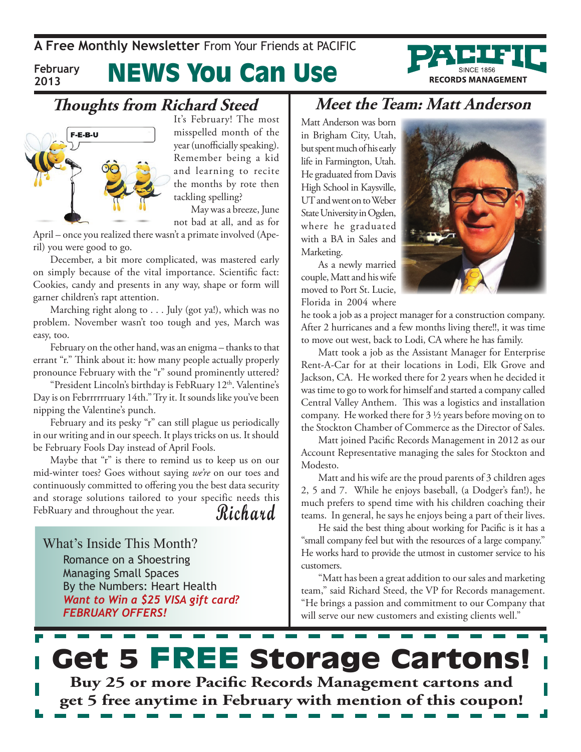A **Free Monthly Newsletter** From Your Friends at PACIFIC

February 2013

# NEWS You Can Use

PACIFIC SINCE 1856 RECORDS MANAGEMENT

## Thoughts from Richard Steed

It's February! The most misspelled month of the year (unofficially speaking). Remember being a kid and learning to recite the months by rote then tackling spelling?

May was a breeze, June not bad at all, and as for April – once you realized there wasn't a primate involved (Ape-ril) you were good to go.

December, a bit more complicated, was mastered early on simply because of the vital importance. Scientific fact: Cookies, candy and presents in any way, shape or form will garner children's rapt attention.

Marching right along to . . . July (got ya!), which was no problem. November wasn't too tough and yes, March was easy, too.

February on the other hand, was an enigma – thanks to that errant "r." Think about it: how many people actually properly pronounce February with the "r" sound prominently uttered?

"President Lincoln's birthday is FebRuary 12th. Valentine's Day is on Febrrrrrruary 14th." Try it. It sounds like you've been nipping the Valentine's punch.

February and its pesky "r" can still plague us periodically in our writing and in our speech. It plays tricks on us. It should be February Fools Day instead of April Fools.

Maybe that "r" is there to remind us to keep us on our mid-winter toes? Goes without saying *we're* on our toes and continuously committed to offering you the best data security and storage solutions tailored to your specific needs this FebRuary and throughout the year.

*Richard*

### What's Inside This Month?

- Romance on a Shoestring
- Managing Small Spaces
- By the Numbers: Heart Health
- ***Want to Win a $25 VISA gift card?***
- ***FEBRUARY OFFERS!***

## Meet the Team: Matt Anderson

Matt Anderson was born in Brigham City, Utah, but spent much of his early life in Farmington, Utah. He graduated from Davis High School in Kaysville, UT and went on to Weber State University in Ogden, where he graduated with a BA in Sales and Marketing.

As a newly married couple, Matt and his wife moved to Port St. Lucie, Florida in 2004 where he took a job as a project manager for a construction company. After 2 hurricanes and a few months living there!!, it was time to move out west, back to Lodi, CA where he has family.

Matt took a job as the Assistant Manager for Enterprise Rent-A-Car for at their locations in Lodi, Elk Grove and Jackson, CA. He worked there for 2 years when he decided it was time to go to work for himself and started a company called Central Valley Anthem. This was a logistics and installation company. He worked there for 3 ½ years before moving on to the Stockton Chamber of Commerce as the Director of Sales.

Matt joined Pacific Records Management in 2012 as our Account Representative managing the sales for Stockton and Modesto.

Matt and his wife are the proud parents of 3 children ages 2, 5 and 7. While he enjoys baseball, (a Dodger's fan!), he much prefers to spend time with his children coaching their teams. In general, he says he enjoys being a part of their lives.

He said the best thing about working for Pacific is it has a "small company feel but with the resources of a large company." He works hard to provide the utmost in customer service to his customers.

"Matt has been a great addition to our sales and marketing team," said Richard Steed, the VP for Records management. "He brings a passion and commitment to our Company that will serve our new customers and existing clients well."

## Get 5 FREE Storage Cartons!

**Buy 25 or more Pacific Records Management cartons and get 5 free anytime in February with mention of this coupon!**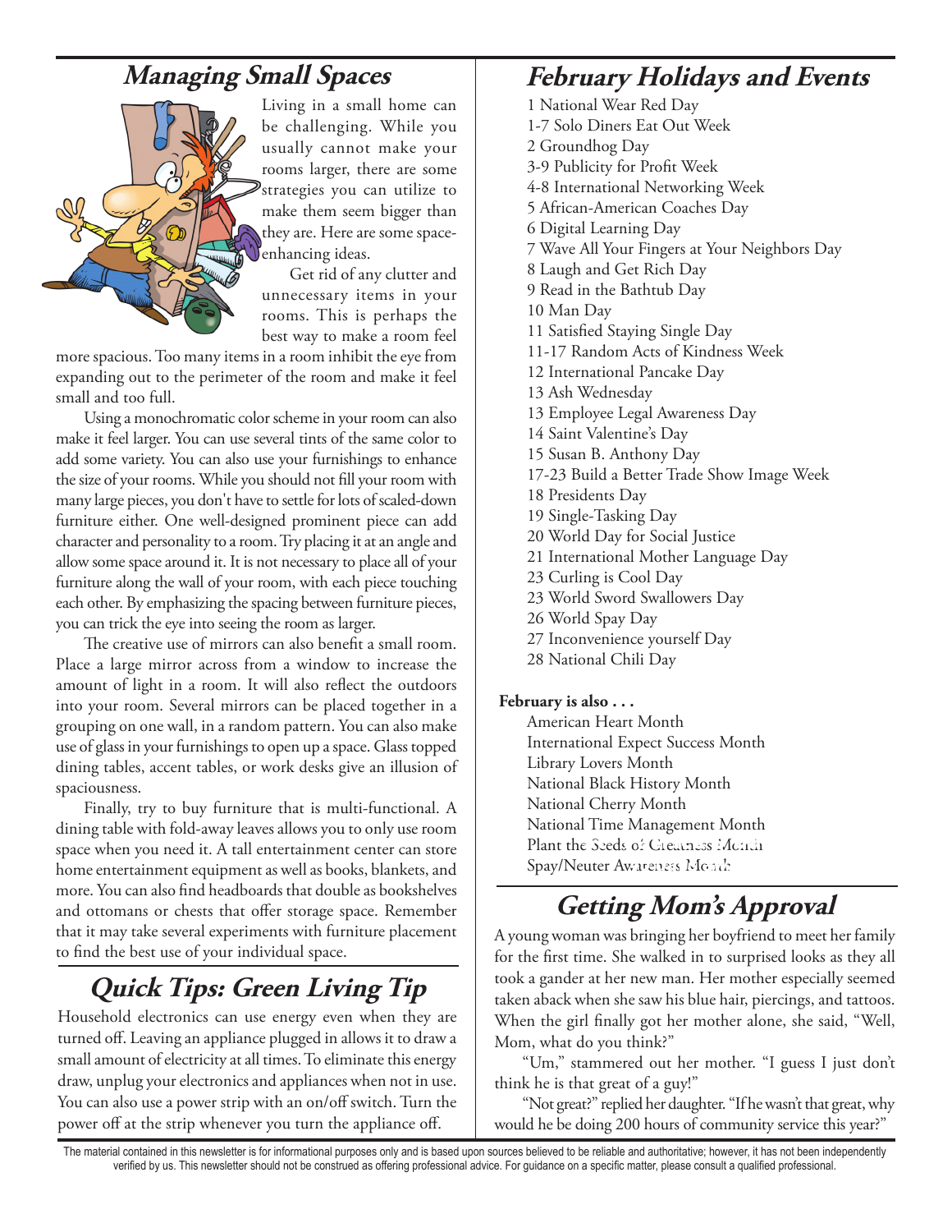## Managing Small Spaces

Living in a small home can be challenging. While you usually cannot make your rooms larger, there are some strategies you can utilize to make them seem bigger than they are. Here are some space-enhancing ideas.

Get rid of any clutter and unnecessary items in your rooms. This is perhaps the best way to make a room feel more spacious. Too many items in a room inhibit the eye from expanding out to the perimeter of the room and make it feel small and too full.

Using a monochromatic color scheme in your room can also make it feel larger. You can use several tints of the same color to add some variety. You can also use your furnishings to enhance the size of your rooms. While you should not fill your room with many large pieces, you don't have to settle for lots of scaled-down furniture either. One well-designed prominent piece can add character and personality to a room. Try placing it at an angle and allow some space around it. It is not necessary to place all of your furniture along the wall of your room, with each piece touching each other. By emphasizing the spacing between furniture pieces, you can trick the eye into seeing the room as larger.

The creative use of mirrors can also benefit a small room. Place a large mirror across from a window to increase the amount of light in a room. It will also reflect the outdoors into your room. Several mirrors can be placed together in a grouping on one wall, in a random pattern. You can also make use of glass in your furnishings to open up a space. Glass topped dining tables, accent tables, or work desks give an illusion of spaciousness.

Finally, try to buy furniture that is multi-functional. A dining table with fold-away leaves allows you to only use room space when you need it. A tall entertainment center can store home entertainment equipment as well as books, blankets, and more. You can also find headboards that double as bookshelves and ottomans or chests that offer storage space. Remember that it may take several experiments with furniture placement to find the best use of your individual space.

## Quick Tips: Green Living Tip

Household electronics can use energy even when they are turned off. Leaving an appliance plugged in allows it to draw a small amount of electricity at all times. To eliminate this energy draw, unplug your electronics and appliances when not in use. You can also use a power strip with an on/off switch. Turn the power off at the strip whenever you turn the appliance off.

## February Holidays and Events

1 National Wear Red Day
1-7 Solo Diners Eat Out Week
2 Groundhog Day
3-9 Publicity for Profit Week
4-8 International Networking Week
5 African-American Coaches Day
6 Digital Learning Day
7 Wave All Your Fingers at Your Neighbors Day
8 Laugh and Get Rich Day
9 Read in the Bathtub Day
10 Man Day
11 Satisfied Staying Single Day
11-17 Random Acts of Kindness Week
12 International Pancake Day
13 Ash Wednesday
13 Employee Legal Awareness Day
14 Saint Valentine's Day
15 Susan B. Anthony Day
17-23 Build a Better Trade Show Image Week
18 Presidents Day
19 Single-Tasking Day
20 World Day for Social Justice
21 International Mother Language Day
23 Curling is Cool Day
23 World Sword Swallowers Day
26 World Spay Day
27 Inconvenience yourself Day
28 National Chili Day

**February is also . . .**

American Heart Month
International Expect Success Month
Library Lovers Month
National Black History Month
National Cherry Month
National Time Management Month
Plant the Seeds of Greatness Month
Spay/Neuter Awareness Month

## Getting Mom's Approval

A young woman was bringing her boyfriend to meet her family for the first time. She walked in to surprised looks as they all took a gander at her new man. Her mother especially seemed taken aback when she saw his blue hair, piercings, and tattoos. When the girl finally got her mother alone, she said, "Well, Mom, what do you think?"

"Um," stammered out her mother. "I guess I just don't think he is that great of a guy!"

"Not great?" replied her daughter. "If he wasn't that great, why would he be doing 200 hours of community service this year?"

The material contained in this newsletter is for informational purposes only and is based upon sources believed to be reliable and authoritative; however, it has not been independently verified by us. This newsletter should not be construed as offering professional advice. For guidance on a specific matter, please consult a qualified professional.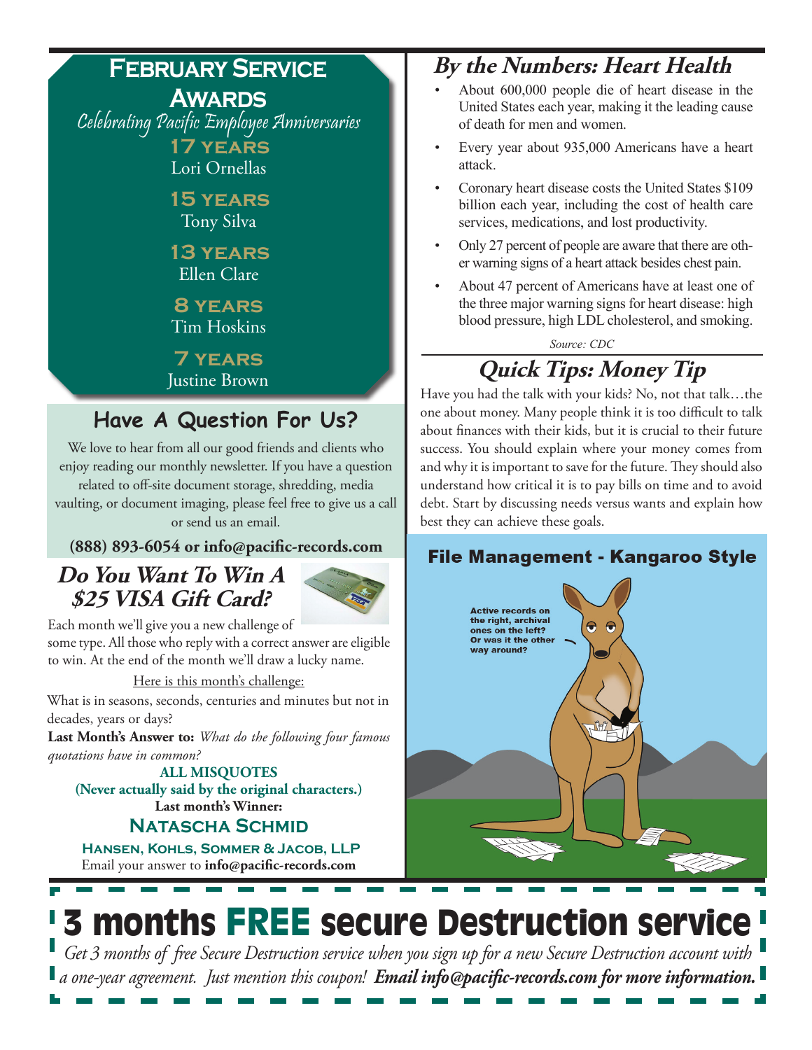## February Service Awards

*Celebrating Pacific Employee Anniversaries*

**17 years**
Lori Ornellas

**15 years**
Tony Silva

**13 years**
Ellen Clare

**8 years**
Tim Hoskins

**7 years**
Justine Brown

## Have A Question For Us?

We love to hear from all our good friends and clients who enjoy reading our monthly newsletter. If you have a question related to off-site document storage, shredding, media vaulting, or document imaging, please feel free to give us a call or send us an email.

**(888) 893-6054 or info@pacific-records.com**

## *Do You Want To Win A $25 VISA Gift Card?*

Each month we'll give you a new challenge of some type. All those who reply with a correct answer are eligible to win. At the end of the month we'll draw a lucky name.

Here is this month's challenge:

What is in seasons, seconds, centuries and minutes but not in decades, years or days?

**Last Month's Answer to:** *What do the following four famous quotations have in common?*

**ALL MISQUOTES**
**(Never actually said by the original characters.)**

**Last month's Winner:**

**Natascha Schmid**

**Hansen, Kohls, Sommer & Jacob, LLP**

Email your answer to **info@pacific-records.com**

## *By the Numbers: Heart Health*

- About 600,000 people die of heart disease in the United States each year, making it the leading cause of death for men and women.
- Every year about 935,000 Americans have a heart attack.
- Coronary heart disease costs the United States $109 billion each year, including the cost of health care services, medications, and lost productivity.
- Only 27 percent of people are aware that there are other warning signs of a heart attack besides chest pain.
- About 47 percent of Americans have at least one of the three major warning signs for heart disease: high blood pressure, high LDL cholesterol, and smoking.

*Source: CDC*

## *Quick Tips: Money Tip*

Have you had the talk with your kids? No, not that talk…the one about money. Many people think it is too difficult to talk about finances with their kids, but it is crucial to their future success. You should explain where your money comes from and why it is important to save for the future. They should also understand how critical it is to pay bills on time and to avoid debt. Start by discussing needs versus wants and explain how best they can achieve these goals.

## File Management - Kangaroo Style

Active records on the right, archival ones on the left? Or was it the other way around?

# 3 months FREE secure Destruction service

*Get 3 months of free Secure Destruction service when you sign up for a new Secure Destruction account with a one-year agreement. Just mention this coupon!* ***Email info@pacific-records.com for more information.***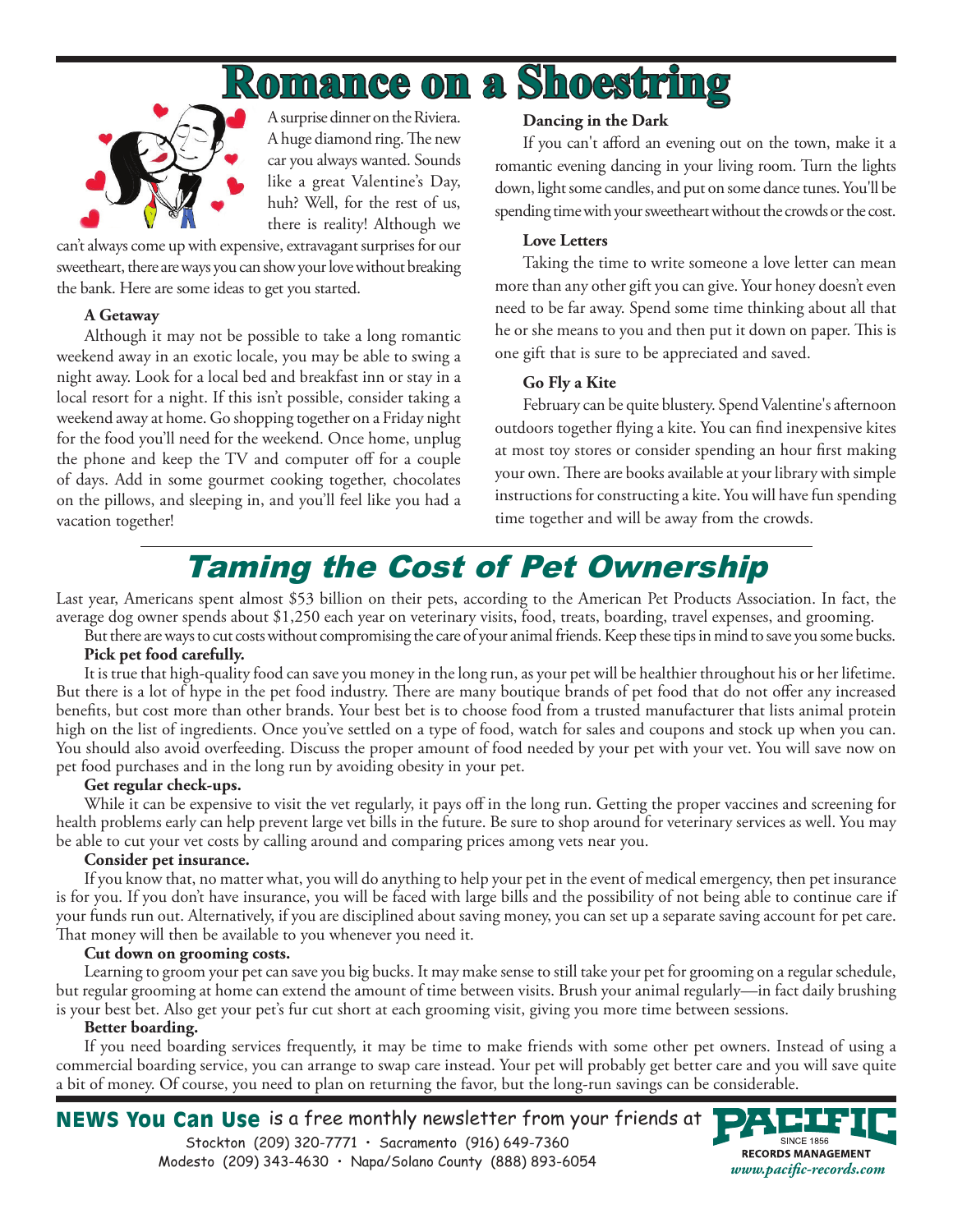# Romance on a Shoestring

A surprise dinner on the Riviera. A huge diamond ring. The new car you always wanted. Sounds like a great Valentine's Day, huh? Well, for the rest of us, there is reality! Although we can't always come up with expensive, extravagant surprises for our sweetheart, there are ways you can show your love without breaking the bank. Here are some ideas to get you started.

**A Getaway**

Although it may not be possible to take a long romantic weekend away in an exotic locale, you may be able to swing a night away. Look for a local bed and breakfast inn or stay in a local resort for a night. If this isn't possible, consider taking a weekend away at home. Go shopping together on a Friday night for the food you'll need for the weekend. Once home, unplug the phone and keep the TV and computer off for a couple of days. Add in some gourmet cooking together, chocolates on the pillows, and sleeping in, and you'll feel like you had a vacation together!

**Dancing in the Dark**

If you can't afford an evening out on the town, make it a romantic evening dancing in your living room. Turn the lights down, light some candles, and put on some dance tunes. You'll be spending time with your sweetheart without the crowds or the cost.

**Love Letters**

Taking the time to write someone a love letter can mean more than any other gift you can give. Your honey doesn't even need to be far away. Spend some time thinking about all that he or she means to you and then put it down on paper. This is one gift that is sure to be appreciated and saved.

**Go Fly a Kite**

February can be quite blustery. Spend Valentine's afternoon outdoors together flying a kite. You can find inexpensive kites at most toy stores or consider spending an hour first making your own. There are books available at your library with simple instructions for constructing a kite. You will have fun spending time together and will be away from the crowds.

# *Taming the Cost of Pet Ownership*

Last year, Americans spent almost $53 billion on their pets, according to the American Pet Products Association. In fact, the average dog owner spends about $1,250 each year on veterinary visits, food, treats, boarding, travel expenses, and grooming.

But there are ways to cut costs without compromising the care of your animal friends. Keep these tips in mind to save you some bucks.

**Pick pet food carefully.**

It is true that high-quality food can save you money in the long run, as your pet will be healthier throughout his or her lifetime. But there is a lot of hype in the pet food industry. There are many boutique brands of pet food that do not offer any increased benefits, but cost more than other brands. Your best bet is to choose food from a trusted manufacturer that lists animal protein high on the list of ingredients. Once you've settled on a type of food, watch for sales and coupons and stock up when you can. You should also avoid overfeeding. Discuss the proper amount of food needed by your pet with your vet. You will save now on pet food purchases and in the long run by avoiding obesity in your pet.

**Get regular check-ups.**

While it can be expensive to visit the vet regularly, it pays off in the long run. Getting the proper vaccines and screening for health problems early can help prevent large vet bills in the future. Be sure to shop around for veterinary services as well. You may be able to cut your vet costs by calling around and comparing prices among vets near you.

**Consider pet insurance.**

If you know that, no matter what, you will do anything to help your pet in the event of medical emergency, then pet insurance is for you. If you don't have insurance, you will be faced with large bills and the possibility of not being able to continue care if your funds run out. Alternatively, if you are disciplined about saving money, you can set up a separate saving account for pet care. That money will then be available to you whenever you need it.

**Cut down on grooming costs.**

Learning to groom your pet can save you big bucks. It may make sense to still take your pet for grooming on a regular schedule, but regular grooming at home can extend the amount of time between visits. Brush your animal regularly—in fact daily brushing is your best bet. Also get your pet's fur cut short at each grooming visit, giving you more time between sessions.

**Better boarding.**

If you need boarding services frequently, it may be time to make friends with some other pet owners. Instead of using a commercial boarding service, you can arrange to swap care instead. Your pet will probably get better care and you will save quite a bit of money. Of course, you need to plan on returning the favor, but the long-run savings can be considerable.

**NEWS You Can Use** is a free monthly newsletter from your friends at PACIFIC RECORDS MANAGEMENT (SINCE 1856)

Stockton (209) 320-7771 • Sacramento (916) 649-7360
Modesto (209) 343-4630 • Napa/Solano County (888) 893-6054

*www.pacific-records.com*